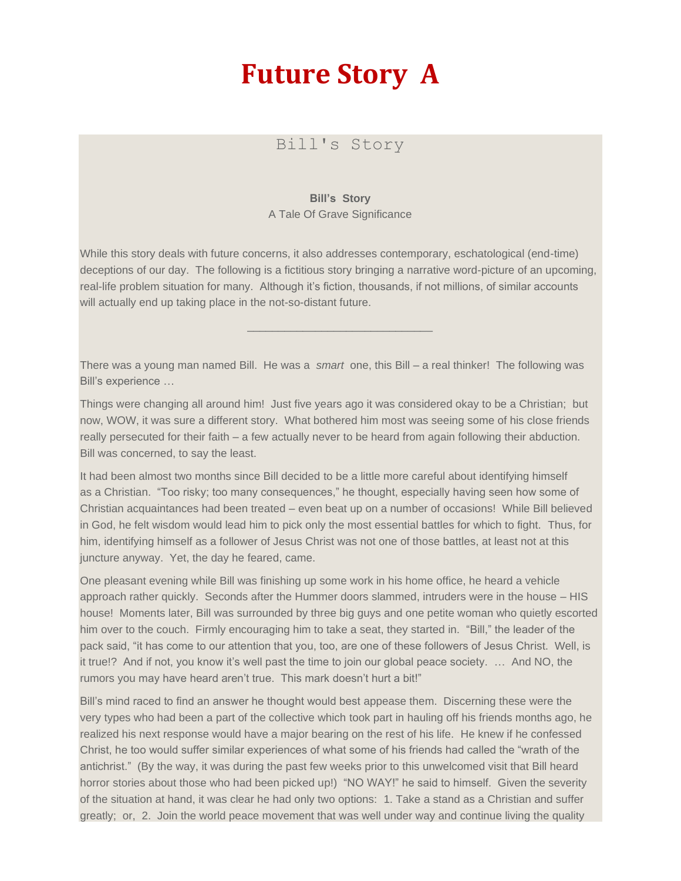# Future Story A

## Bill's Story

**Bill's Story**
A Tale Of Grave Significance

While this story deals with future concerns, it also addresses contemporary, eschatological (end-time) deceptions of our day. The following is a fictitious story bringing a narrative word-picture of an upcoming, real-life problem situation for many. Although it's fiction, thousands, if not millions, of similar accounts will actually end up taking place in the not-so-distant future.

---

There was a young man named Bill. He was a *smart* one, this Bill – a real thinker! The following was Bill's experience …

Things were changing all around him! Just five years ago it was considered okay to be a Christian; but now, WOW, it was sure a different story. What bothered him most was seeing some of his close friends really persecuted for their faith – a few actually never to be heard from again following their abduction. Bill was concerned, to say the least.

It had been almost two months since Bill decided to be a little more careful about identifying himself as a Christian. "Too risky; too many consequences," he thought, especially having seen how some of Christian acquaintances had been treated – even beat up on a number of occasions! While Bill believed in God, he felt wisdom would lead him to pick only the most essential battles for which to fight. Thus, for him, identifying himself as a follower of Jesus Christ was not one of those battles, at least not at this juncture anyway. Yet, the day he feared, came.

One pleasant evening while Bill was finishing up some work in his home office, he heard a vehicle approach rather quickly. Seconds after the Hummer doors slammed, intruders were in the house – HIS house! Moments later, Bill was surrounded by three big guys and one petite woman who quietly escorted him over to the couch. Firmly encouraging him to take a seat, they started in. "Bill," the leader of the pack said, "it has come to our attention that you, too, are one of these followers of Jesus Christ. Well, is it true!? And if not, you know it's well past the time to join our global peace society. … And NO, the rumors you may have heard aren't true. This mark doesn't hurt a bit!"

Bill's mind raced to find an answer he thought would best appease them. Discerning these were the very types who had been a part of the collective which took part in hauling off his friends months ago, he realized his next response would have a major bearing on the rest of his life. He knew if he confessed Christ, he too would suffer similar experiences of what some of his friends had called the "wrath of the antichrist." (By the way, it was during the past few weeks prior to this unwelcomed visit that Bill heard horror stories about those who had been picked up!) "NO WAY!" he said to himself. Given the severity of the situation at hand, it was clear he had only two options: 1. Take a stand as a Christian and suffer greatly; or, 2. Join the world peace movement that was well under way and continue living the quality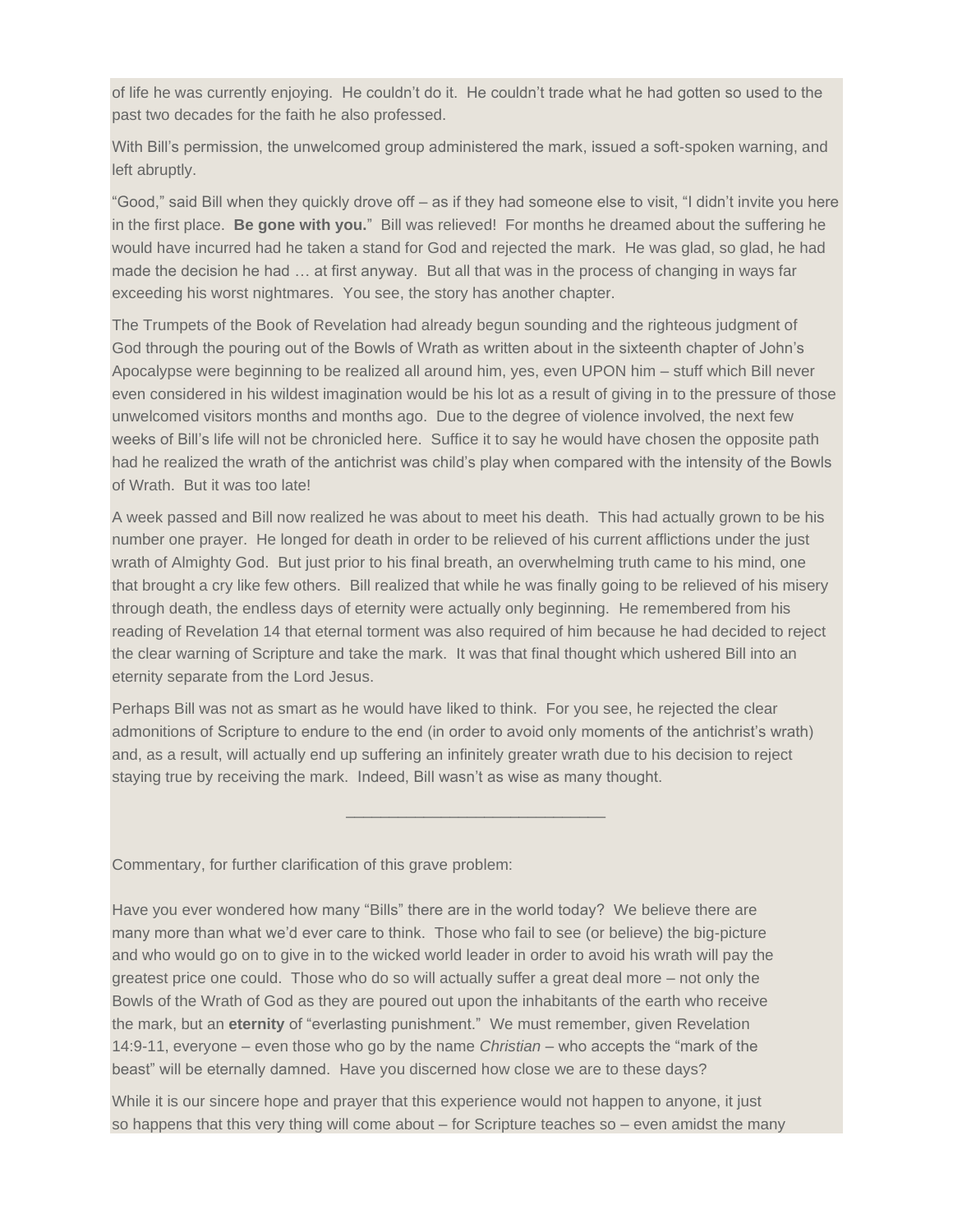of life he was currently enjoying. He couldn't do it. He couldn't trade what he had gotten so used to the past two decades for the faith he also professed.

With Bill's permission, the unwelcomed group administered the mark, issued a soft-spoken warning, and left abruptly.

"Good," said Bill when they quickly drove off – as if they had someone else to visit, "I didn't invite you here in the first place. **Be gone with you.**" Bill was relieved! For months he dreamed about the suffering he would have incurred had he taken a stand for God and rejected the mark. He was glad, so glad, he had made the decision he had … at first anyway. But all that was in the process of changing in ways far exceeding his worst nightmares. You see, the story has another chapter.

The Trumpets of the Book of Revelation had already begun sounding and the righteous judgment of God through the pouring out of the Bowls of Wrath as written about in the sixteenth chapter of John's Apocalypse were beginning to be realized all around him, yes, even UPON him – stuff which Bill never even considered in his wildest imagination would be his lot as a result of giving in to the pressure of those unwelcomed visitors months and months ago. Due to the degree of violence involved, the next few weeks of Bill's life will not be chronicled here. Suffice it to say he would have chosen the opposite path had he realized the wrath of the antichrist was child's play when compared with the intensity of the Bowls of Wrath. But it was too late!

A week passed and Bill now realized he was about to meet his death. This had actually grown to be his number one prayer. He longed for death in order to be relieved of his current afflictions under the just wrath of Almighty God. But just prior to his final breath, an overwhelming truth came to his mind, one that brought a cry like few others. Bill realized that while he was finally going to be relieved of his misery through death, the endless days of eternity were actually only beginning. He remembered from his reading of Revelation 14 that eternal torment was also required of him because he had decided to reject the clear warning of Scripture and take the mark. It was that final thought which ushered Bill into an eternity separate from the Lord Jesus.

Perhaps Bill was not as smart as he would have liked to think. For you see, he rejected the clear admonitions of Scripture to endure to the end (in order to avoid only moments of the antichrist's wrath) and, as a result, will actually end up suffering an infinitely greater wrath due to his decision to reject staying true by receiving the mark. Indeed, Bill wasn't as wise as many thought.

______________________________

Commentary, for further clarification of this grave problem:

Have you ever wondered how many "Bills" there are in the world today? We believe there are many more than what we'd ever care to think. Those who fail to see (or believe) the big-picture and who would go on to give in to the wicked world leader in order to avoid his wrath will pay the greatest price one could. Those who do so will actually suffer a great deal more – not only the Bowls of the Wrath of God as they are poured out upon the inhabitants of the earth who receive the mark, but an **eternity** of "everlasting punishment." We must remember, given Revelation 14:9-11, everyone – even those who go by the name *Christian* – who accepts the "mark of the beast" will be eternally damned. Have you discerned how close we are to these days?

While it is our sincere hope and prayer that this experience would not happen to anyone, it just so happens that this very thing will come about – for Scripture teaches so – even amidst the many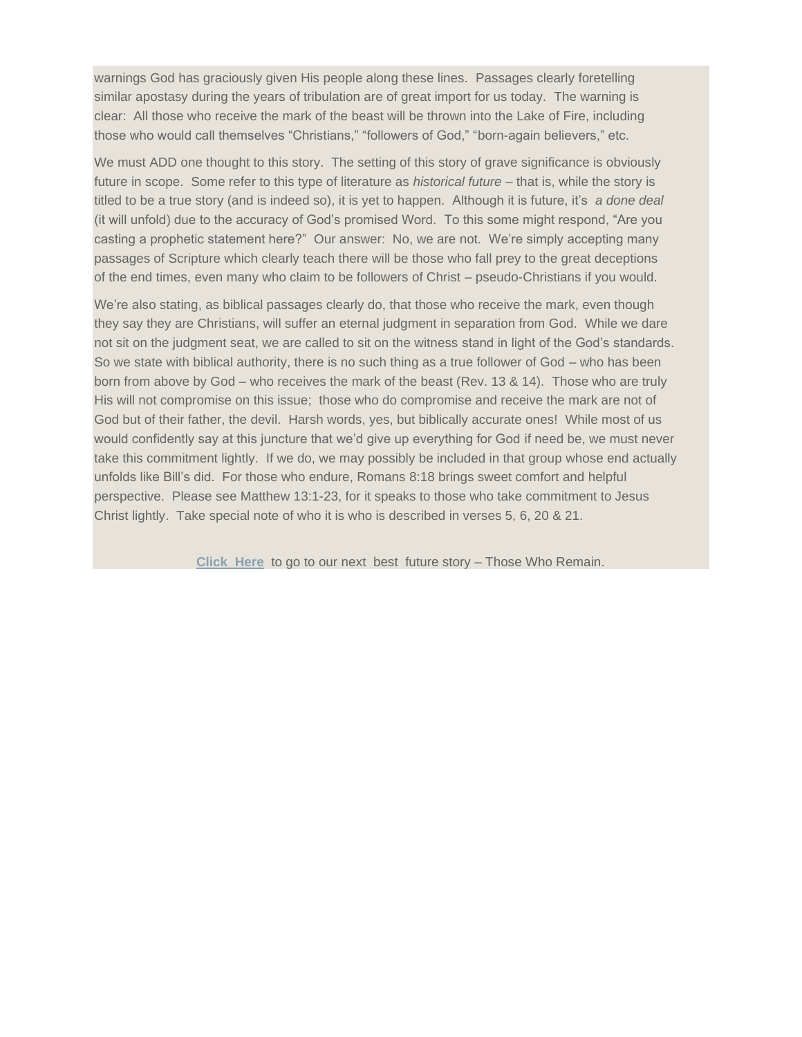warnings God has graciously given His people along these lines. Passages clearly foretelling similar apostasy during the years of tribulation are of great import for us today. The warning is clear: All those who receive the mark of the beast will be thrown into the Lake of Fire, including those who would call themselves "Christians," "followers of God," "born-again believers," etc.

We must ADD one thought to this story. The setting of this story of grave significance is obviously future in scope. Some refer to this type of literature as *historical future* – that is, while the story is titled to be a true story (and is indeed so), it is yet to happen. Although it is future, it's *a done deal* (it will unfold) due to the accuracy of God's promised Word. To this some might respond, "Are you casting a prophetic statement here?" Our answer: No, we are not. We're simply accepting many passages of Scripture which clearly teach there will be those who fall prey to the great deceptions of the end times, even many who claim to be followers of Christ – pseudo-Christians if you would.

We're also stating, as biblical passages clearly do, that those who receive the mark, even though they say they are Christians, will suffer an eternal judgment in separation from God. While we dare not sit on the judgment seat, we are called to sit on the witness stand in light of the God's standards. So we state with biblical authority, there is no such thing as a true follower of God – who has been born from above by God – who receives the mark of the beast (Rev. 13 & 14). Those who are truly His will not compromise on this issue; those who do compromise and receive the mark are not of God but of their father, the devil. Harsh words, yes, but biblically accurate ones! While most of us would confidently say at this juncture that we'd give up everything for God if need be, we must never take this commitment lightly. If we do, we may possibly be included in that group whose end actually unfolds like Bill's did. For those who endure, Romans 8:18 brings sweet comfort and helpful perspective. Please see Matthew 13:1-23, for it speaks to those who take commitment to Jesus Christ lightly. Take special note of who it is who is described in verses 5, 6, 20 & 21.

**Click Here** to go to our next best future story – Those Who Remain.